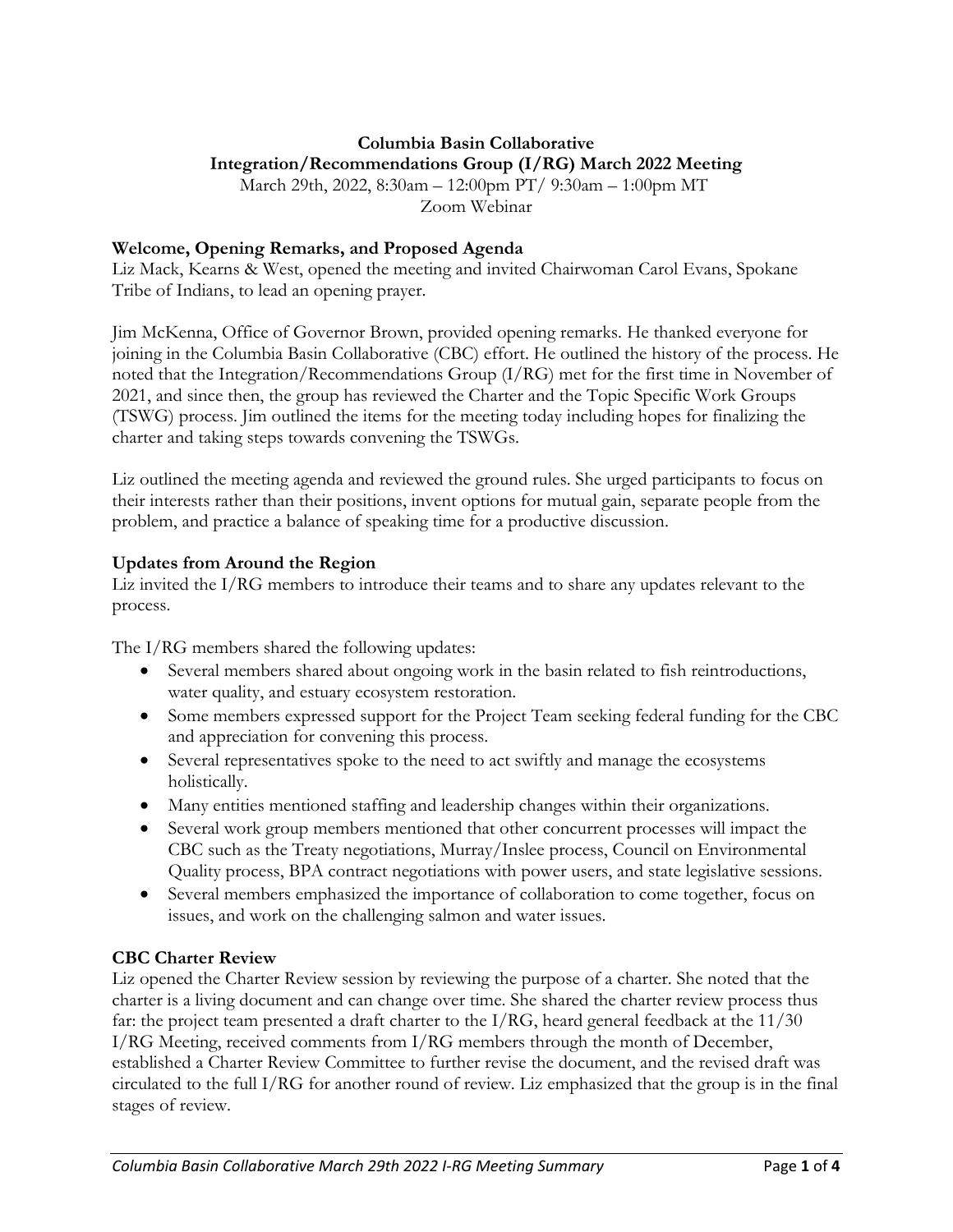# Columbia Basin Collaborative
## Integration/Recommendations Group (I/RG) March 2022 Meeting

March 29th, 2022, 8:30am – 12:00pm PT/ 9:30am – 1:00pm MT
Zoom Webinar

### Welcome, Opening Remarks, and Proposed Agenda

Liz Mack, Kearns & West, opened the meeting and invited Chairwoman Carol Evans, Spokane Tribe of Indians, to lead an opening prayer.

Jim McKenna, Office of Governor Brown, provided opening remarks. He thanked everyone for joining in the Columbia Basin Collaborative (CBC) effort. He outlined the history of the process. He noted that the Integration/Recommendations Group (I/RG) met for the first time in November of 2021, and since then, the group has reviewed the Charter and the Topic Specific Work Groups (TSWG) process. Jim outlined the items for the meeting today including hopes for finalizing the charter and taking steps towards convening the TSWGs.

Liz outlined the meeting agenda and reviewed the ground rules. She urged participants to focus on their interests rather than their positions, invent options for mutual gain, separate people from the problem, and practice a balance of speaking time for a productive discussion.

### Updates from Around the Region

Liz invited the I/RG members to introduce their teams and to share any updates relevant to the process.

The I/RG members shared the following updates:

- Several members shared about ongoing work in the basin related to fish reintroductions, water quality, and estuary ecosystem restoration.
- Some members expressed support for the Project Team seeking federal funding for the CBC and appreciation for convening this process.
- Several representatives spoke to the need to act swiftly and manage the ecosystems holistically.
- Many entities mentioned staffing and leadership changes within their organizations.
- Several work group members mentioned that other concurrent processes will impact the CBC such as the Treaty negotiations, Murray/Inslee process, Council on Environmental Quality process, BPA contract negotiations with power users, and state legislative sessions.
- Several members emphasized the importance of collaboration to come together, focus on issues, and work on the challenging salmon and water issues.

### CBC Charter Review

Liz opened the Charter Review session by reviewing the purpose of a charter. She noted that the charter is a living document and can change over time. She shared the charter review process thus far: the project team presented a draft charter to the I/RG, heard general feedback at the 11/30 I/RG Meeting, received comments from I/RG members through the month of December, established a Charter Review Committee to further revise the document, and the revised draft was circulated to the full I/RG for another round of review. Liz emphasized that the group is in the final stages of review.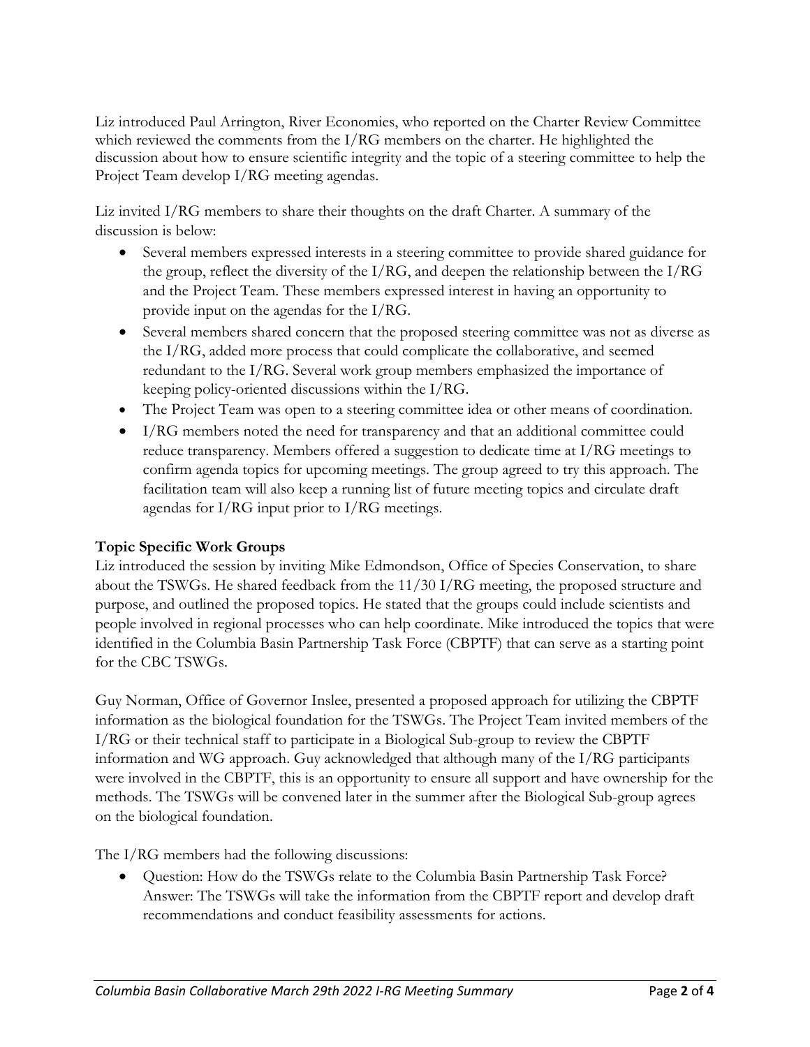Liz introduced Paul Arrington, River Economies, who reported on the Charter Review Committee which reviewed the comments from the I/RG members on the charter. He highlighted the discussion about how to ensure scientific integrity and the topic of a steering committee to help the Project Team develop I/RG meeting agendas.

Liz invited I/RG members to share their thoughts on the draft Charter. A summary of the discussion is below:

- Several members expressed interests in a steering committee to provide shared guidance for the group, reflect the diversity of the I/RG, and deepen the relationship between the I/RG and the Project Team. These members expressed interest in having an opportunity to provide input on the agendas for the I/RG.
- Several members shared concern that the proposed steering committee was not as diverse as the I/RG, added more process that could complicate the collaborative, and seemed redundant to the I/RG. Several work group members emphasized the importance of keeping policy-oriented discussions within the I/RG.
- The Project Team was open to a steering committee idea or other means of coordination.
- I/RG members noted the need for transparency and that an additional committee could reduce transparency. Members offered a suggestion to dedicate time at I/RG meetings to confirm agenda topics for upcoming meetings. The group agreed to try this approach. The facilitation team will also keep a running list of future meeting topics and circulate draft agendas for I/RG input prior to I/RG meetings.

**Topic Specific Work Groups**

Liz introduced the session by inviting Mike Edmondson, Office of Species Conservation, to share about the TSWGs. He shared feedback from the 11/30 I/RG meeting, the proposed structure and purpose, and outlined the proposed topics. He stated that the groups could include scientists and people involved in regional processes who can help coordinate. Mike introduced the topics that were identified in the Columbia Basin Partnership Task Force (CBPTF) that can serve as a starting point for the CBC TSWGs.

Guy Norman, Office of Governor Inslee, presented a proposed approach for utilizing the CBPTF information as the biological foundation for the TSWGs. The Project Team invited members of the I/RG or their technical staff to participate in a Biological Sub-group to review the CBPTF information and WG approach. Guy acknowledged that although many of the I/RG participants were involved in the CBPTF, this is an opportunity to ensure all support and have ownership for the methods. The TSWGs will be convened later in the summer after the Biological Sub-group agrees on the biological foundation.

The I/RG members had the following discussions:

- Question: How do the TSWGs relate to the Columbia Basin Partnership Task Force? Answer: The TSWGs will take the information from the CBPTF report and develop draft recommendations and conduct feasibility assessments for actions.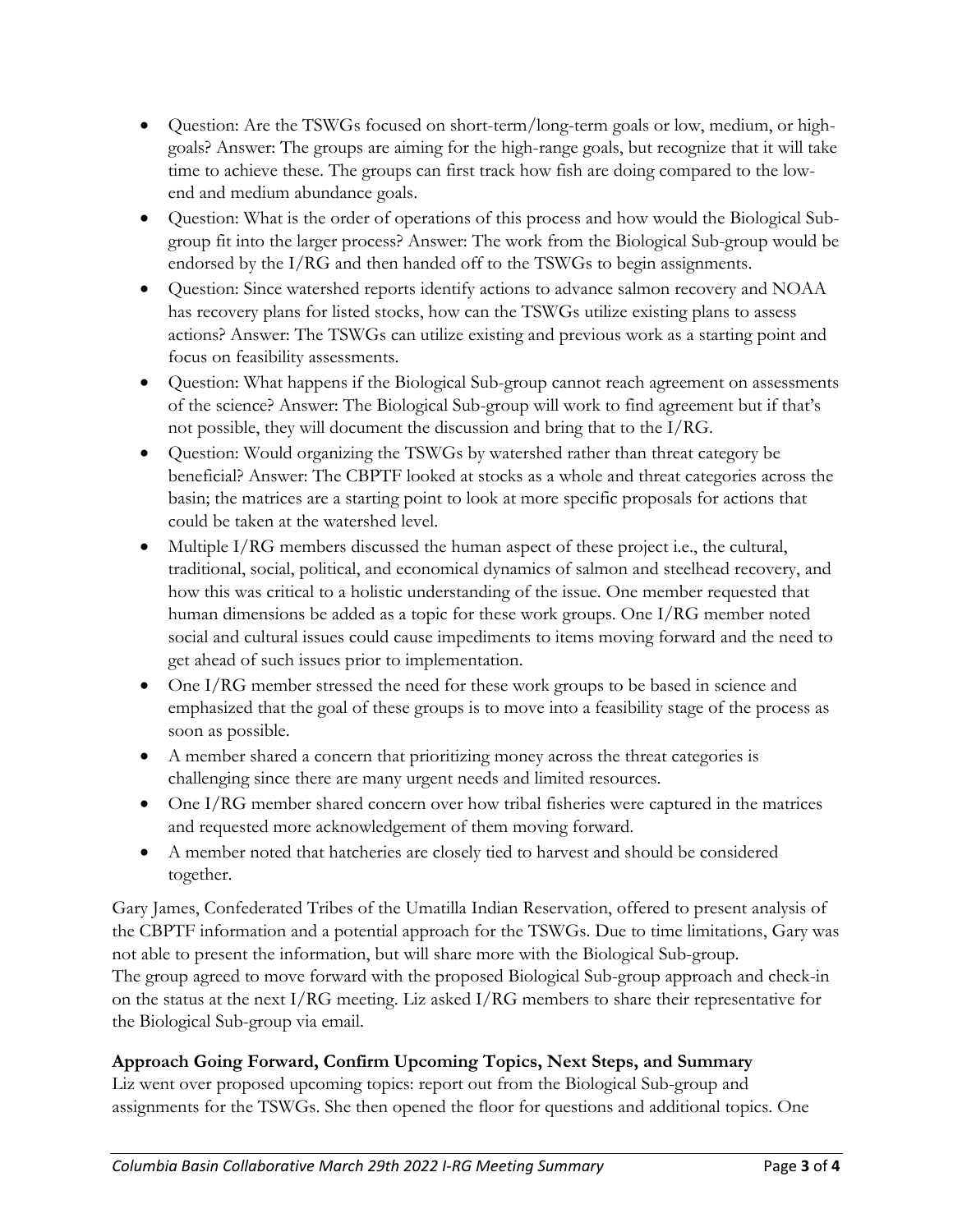- Question: Are the TSWGs focused on short-term/long-term goals or low, medium, or high-goals? Answer: The groups are aiming for the high-range goals, but recognize that it will take time to achieve these. The groups can first track how fish are doing compared to the low-end and medium abundance goals.
- Question: What is the order of operations of this process and how would the Biological Sub-group fit into the larger process? Answer: The work from the Biological Sub-group would be endorsed by the I/RG and then handed off to the TSWGs to begin assignments.
- Question: Since watershed reports identify actions to advance salmon recovery and NOAA has recovery plans for listed stocks, how can the TSWGs utilize existing plans to assess actions? Answer: The TSWGs can utilize existing and previous work as a starting point and focus on feasibility assessments.
- Question: What happens if the Biological Sub-group cannot reach agreement on assessments of the science? Answer: The Biological Sub-group will work to find agreement but if that's not possible, they will document the discussion and bring that to the I/RG.
- Question: Would organizing the TSWGs by watershed rather than threat category be beneficial? Answer: The CBPTF looked at stocks as a whole and threat categories across the basin; the matrices are a starting point to look at more specific proposals for actions that could be taken at the watershed level.
- Multiple I/RG members discussed the human aspect of these project i.e., the cultural, traditional, social, political, and economical dynamics of salmon and steelhead recovery, and how this was critical to a holistic understanding of the issue. One member requested that human dimensions be added as a topic for these work groups. One I/RG member noted social and cultural issues could cause impediments to items moving forward and the need to get ahead of such issues prior to implementation.
- One I/RG member stressed the need for these work groups to be based in science and emphasized that the goal of these groups is to move into a feasibility stage of the process as soon as possible.
- A member shared a concern that prioritizing money across the threat categories is challenging since there are many urgent needs and limited resources.
- One I/RG member shared concern over how tribal fisheries were captured in the matrices and requested more acknowledgement of them moving forward.
- A member noted that hatcheries are closely tied to harvest and should be considered together.

Gary James, Confederated Tribes of the Umatilla Indian Reservation, offered to present analysis of the CBPTF information and a potential approach for the TSWGs. Due to time limitations, Gary was not able to present the information, but will share more with the Biological Sub-group.
The group agreed to move forward with the proposed Biological Sub-group approach and check-in on the status at the next I/RG meeting. Liz asked I/RG members to share their representative for the Biological Sub-group via email.

**Approach Going Forward, Confirm Upcoming Topics, Next Steps, and Summary**
Liz went over proposed upcoming topics: report out from the Biological Sub-group and assignments for the TSWGs. She then opened the floor for questions and additional topics. One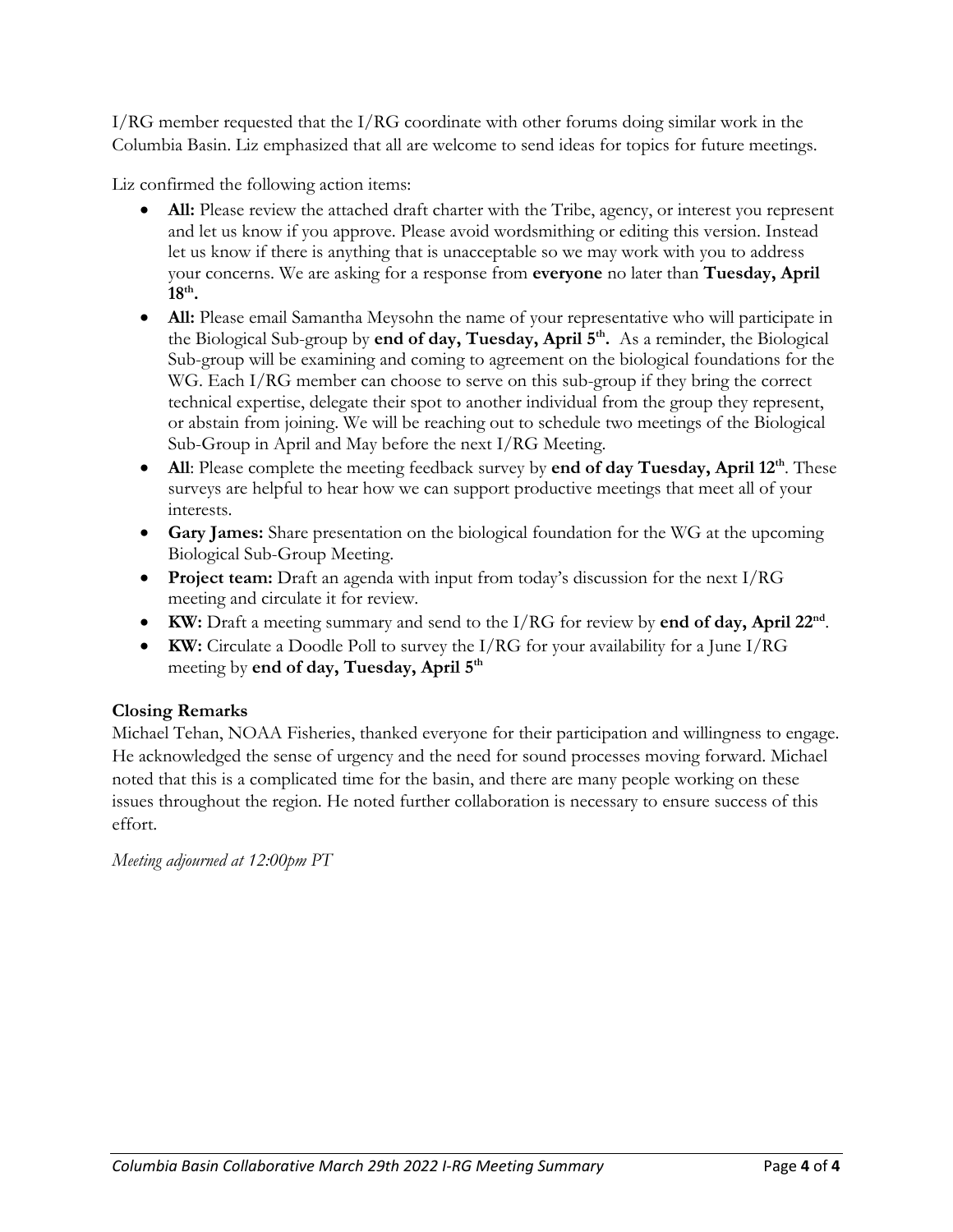I/RG member requested that the I/RG coordinate with other forums doing similar work in the Columbia Basin. Liz emphasized that all are welcome to send ideas for topics for future meetings.

Liz confirmed the following action items:

- **All:** Please review the attached draft charter with the Tribe, agency, or interest you represent and let us know if you approve. Please avoid wordsmithing or editing this version. Instead let us know if there is anything that is unacceptable so we may work with you to address your concerns. We are asking for a response from **everyone** no later than **Tuesday, April 18th.**
- **All:** Please email Samantha Meysohn the name of your representative who will participate in the Biological Sub-group by **end of day, Tuesday, April 5th.** As a reminder, the Biological Sub-group will be examining and coming to agreement on the biological foundations for the WG. Each I/RG member can choose to serve on this sub-group if they bring the correct technical expertise, delegate their spot to another individual from the group they represent, or abstain from joining. We will be reaching out to schedule two meetings of the Biological Sub-Group in April and May before the next I/RG Meeting.
- **All**: Please complete the meeting feedback survey by **end of day Tuesday, April 12th**. These surveys are helpful to hear how we can support productive meetings that meet all of your interests.
- **Gary James:** Share presentation on the biological foundation for the WG at the upcoming Biological Sub-Group Meeting.
- **Project team:** Draft an agenda with input from today's discussion for the next I/RG meeting and circulate it for review.
- **KW:** Draft a meeting summary and send to the I/RG for review by **end of day, April 22nd**.
- **KW:** Circulate a Doodle Poll to survey the I/RG for your availability for a June I/RG meeting by **end of day, Tuesday, April 5th**

### Closing Remarks

Michael Tehan, NOAA Fisheries, thanked everyone for their participation and willingness to engage. He acknowledged the sense of urgency and the need for sound processes moving forward. Michael noted that this is a complicated time for the basin, and there are many people working on these issues throughout the region. He noted further collaboration is necessary to ensure success of this effort.

*Meeting adjourned at 12:00pm PT*